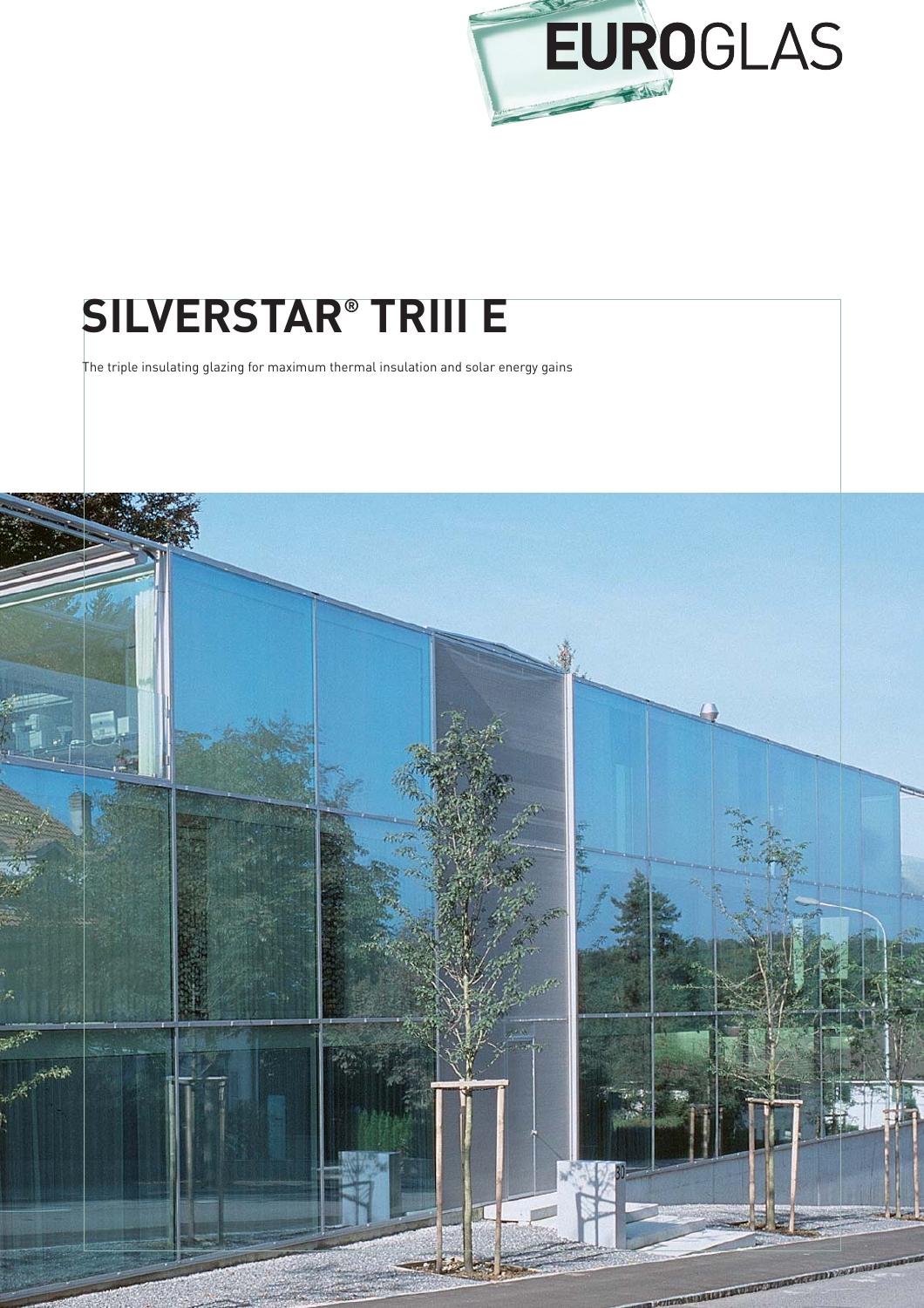EUROGLAS

# SILVERSTAR® TRIII E

The triple insulating glazing for maximum thermal insulation and solar energy gains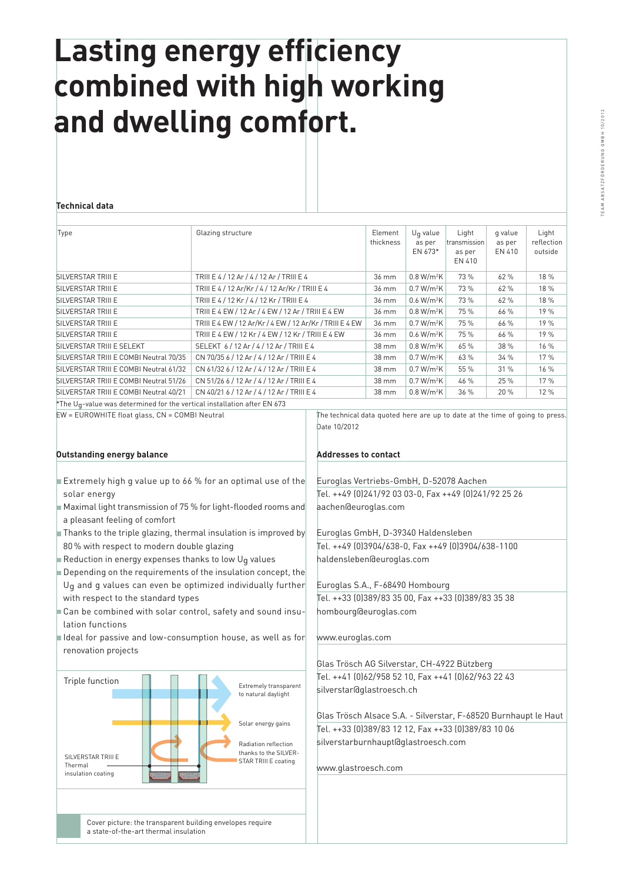# Lasting energy efficiency combined with high working and dwelling comfort.

**Technical data**

| Type | Glazing structure | Element thickness | $U_g$ value as per EN 673* | Light transmission as per EN 410 | g value as per EN 410 | Light reflection outside |
|---|---|---|---|---|---|---|
| SILVERSTAR TRIII E | TRIII E 4 / 12 Ar / 4 / 12 Ar / TRIII E 4 | 36 mm | 0.8 W/m²K | 73 % | 62 % | 18 % |
| SILVERSTAR TRIII E | TRIII E 4 / 12 Ar/Kr / 4 / 12 Ar/Kr / TRIII E 4 | 36 mm | 0.7 W/m²K | 73 % | 62 % | 18 % |
| SILVERSTAR TRIII E | TRIII E 4 / 12 Kr / 4 / 12 Kr / TRIII E 4 | 36 mm | 0.6 W/m²K | 73 % | 62 % | 18 % |
| SILVERSTAR TRIII E | TRIII E 4 EW / 12 Ar / 4 EW / 12 Ar / TRIII E 4 EW | 36 mm | 0.8 W/m²K | 75 % | 66 % | 19 % |
| SILVERSTAR TRIII E | TRIII E 4 EW / 12 Ar/Kr / 4 EW / 12 Ar/Kr / TRIII E 4 EW | 36 mm | 0.7 W/m²K | 75 % | 66 % | 19 % |
| SILVERSTAR TRIII E | TRIII E 4 EW / 12 Kr / 4 EW / 12 Kr / TRIII E 4 EW | 36 mm | 0.6 W/m²K | 75 % | 66 % | 19 % |
| SILVERSTAR TRIII E SELEKT | SELEKT 6 / 12 Ar / 4 / 12 Ar / TRIII E 4 | 38 mm | 0.8 W/m²K | 65 % | 38 % | 16 % |
| SILVERSTAR TRIII E COMBI Neutral 70/35 | CN 70/35 6 / 12 Ar / 4 / 12 Ar / TRIII E 4 | 38 mm | 0.7 W/m²K | 63 % | 34 % | 17 % |
| SILVERSTAR TRIII E COMBI Neutral 61/32 | CN 61/32 6 / 12 Ar / 4 / 12 Ar / TRIII E 4 | 38 mm | 0.7 W/m²K | 55 % | 31 % | 16 % |
| SILVERSTAR TRIII E COMBI Neutral 51/26 | CN 51/26 6 / 12 Ar / 4 / 12 Ar / TRIII E 4 | 38 mm | 0.7 W/m²K | 46 % | 25 % | 17 % |
| SILVERSTAR TRIII E COMBI Neutral 40/21 | CN 40/21 6 / 12 Ar / 4 / 12 Ar / TRIII E 4 | 38 mm | 0.8 W/m²K | 36 % | 20 % | 12 % |

*The $U_g$-value was determined for the vertical installation after EN 673

EW = EUROWHITE float glass, CN = COMBI Neutral

The technical data quoted here are up to date at the time of going to press. Date 10/2012

**Outstanding energy balance**

- Extremely high g value up to 66 % for an optimal use of the solar energy
- Maximal light transmission of 75 % for light-flooded rooms and a pleasant feeling of comfort
- Thanks to the triple glazing, thermal insulation is improved by 80 % with respect to modern double glazing
- Reduction in energy expenses thanks to low $U_g$ values
- Depending on the requirements of the insulation concept, the $U_g$ and g values can even be optimized individually further with respect to the standard types
- Can be combined with solar control, safety and sound insulation functions
- Ideal for passive and low-consumption house, as well as for renovation projects

Triple function

Extremely transparent to natural daylight

Solar energy gains

Radiation reflection thanks to the SILVERSTAR TRIII E coating

SILVERSTAR TRIII E Thermal insulation coating

Cover picture: the transparent building envelopes require a state-of-the-art thermal insulation

**Addresses to contact**

Euroglas Vertriebs-GmbH, D-52078 Aachen
Tel. ++49 (0)241/92 03 03-0, Fax ++49 (0)241/92 25 26
aachen@euroglas.com

Euroglas GmbH, D-39340 Haldensleben
Tel. ++49 (0)3904/638-0, Fax ++49 (0)3904/638-1100
haldensleben@euroglas.com

Euroglas S.A., F-68490 Hombourg
Tel. ++33 (0)389/83 35 00, Fax ++33 (0)389/83 35 38
hombourg@euroglas.com

www.euroglas.com

Glas Trösch AG Silverstar, CH-4922 Bützberg
Tel. ++41 (0)62/958 52 10, Fax ++41 (0)62/963 22 43
silverstar@glastroesch.ch

Glas Trösch Alsace S.A. - Silverstar, F-68520 Burnhaupt le Haut
Tel. ++33 (0)389/83 12 12, Fax ++33 (0)389/83 10 06
silverstarburnhaupt@glastroesch.com

www.glastroesch.com

TEAM ABSATZFÖRDERUNG GMBH 10/2012